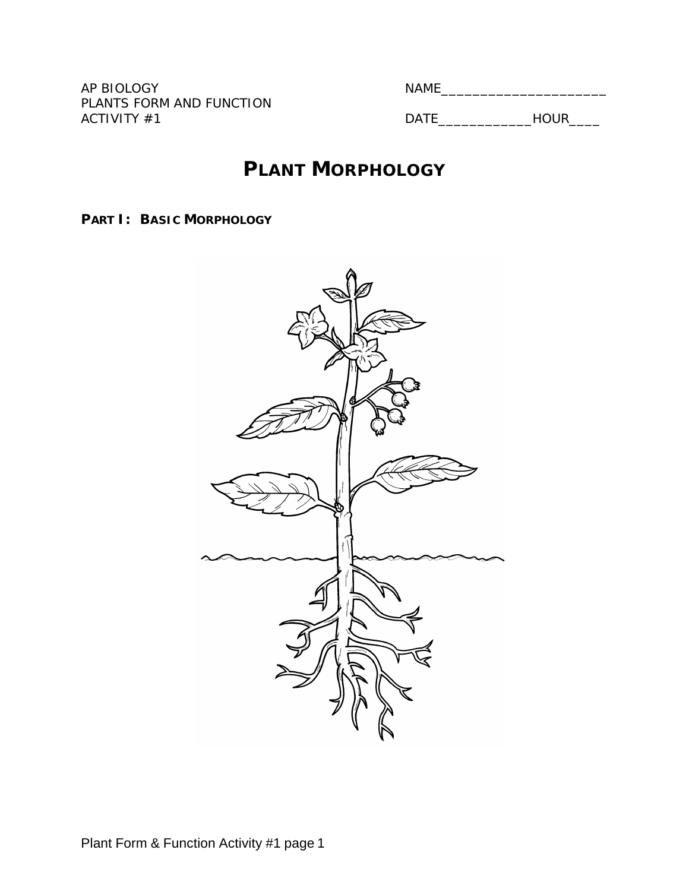AP BIOLOGY
PLANTS FORM AND FUNCTION
ACTIVITY #1

NAME______________________

DATE_____________HOUR____

# PLANT MORPHOLOGY

## PART I: BASIC MORPHOLOGY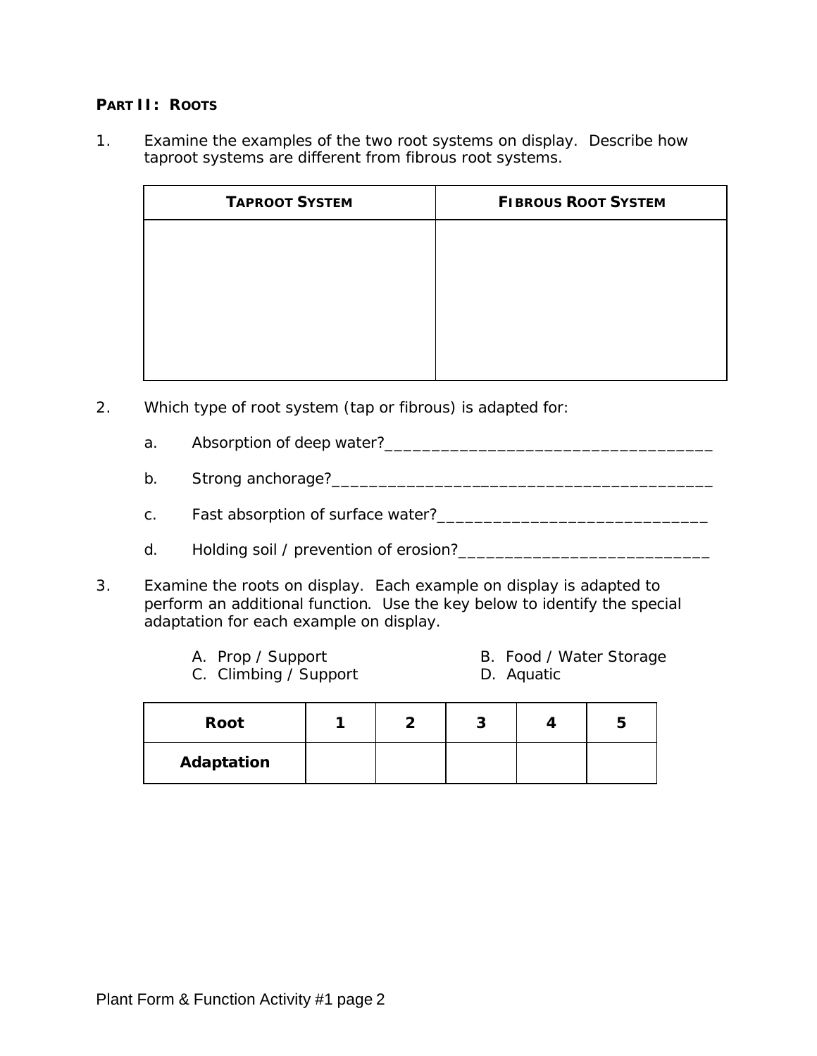## PART II: ROOTS

1. Examine the examples of the two root systems on display. Describe how taproot systems are different from fibrous root systems.

| TAPROOT SYSTEM | FIBROUS ROOT SYSTEM |
|---|---|
| | |

2. Which type of root system (tap or fibrous) is adapted for:

   a. Absorption of deep water?____________________________________

   b. Strong anchorage?__________________________________________

   c. Fast absorption of surface water?_____________________________

   d. Holding soil / prevention of erosion?___________________________

3. Examine the roots on display. Each example on display is adapted to perform an additional function. Use the key below to identify the special adaptation for each example on display.

   A. Prop / Support
   B. Food / Water Storage
   C. Climbing / Support
   D. Aquatic

| Root | 1 | 2 | 3 | 4 | 5 |
|---|---|---|---|---|---|
| **Adaptation** | | | | | |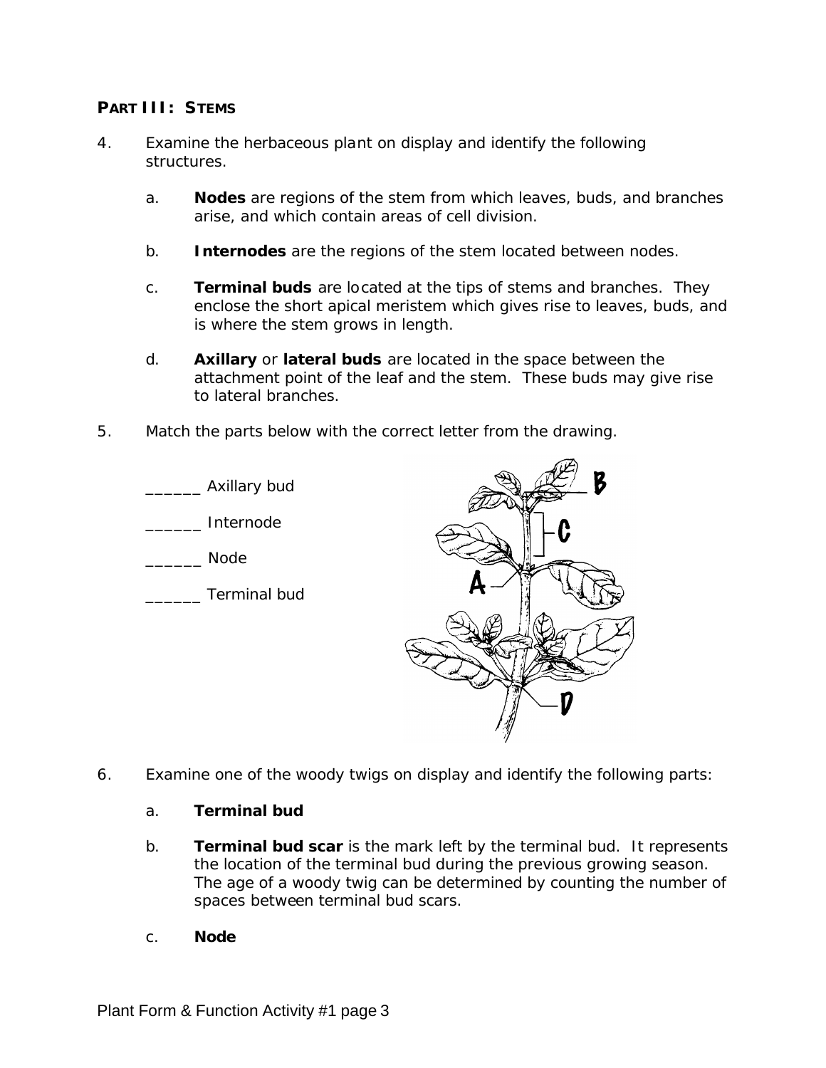## PART III: STEMS

4. Examine the herbaceous plant on display and identify the following structures.

   a. **Nodes** are regions of the stem from which leaves, buds, and branches arise, and which contain areas of cell division.

   b. **Internodes** are the regions of the stem located between nodes.

   c. **Terminal buds** are located at the tips of stems and branches. They enclose the short apical meristem which gives rise to leaves, buds, and is where the stem grows in length.

   d. **Axillary** or **lateral buds** are located in the space between the attachment point of the leaf and the stem. These buds may give rise to lateral branches.

5. Match the parts below with the correct letter from the drawing.

   ______ Axillary bud

   ______ Internode

   ______ Node

   ______ Terminal bud

6. Examine one of the woody twigs on display and identify the following parts:

   a. **Terminal bud**

   b. **Terminal bud scar** is the mark left by the terminal bud. It represents the location of the terminal bud during the previous growing season. The age of a woody twig can be determined by counting the number of spaces between terminal bud scars.

   c. **Node**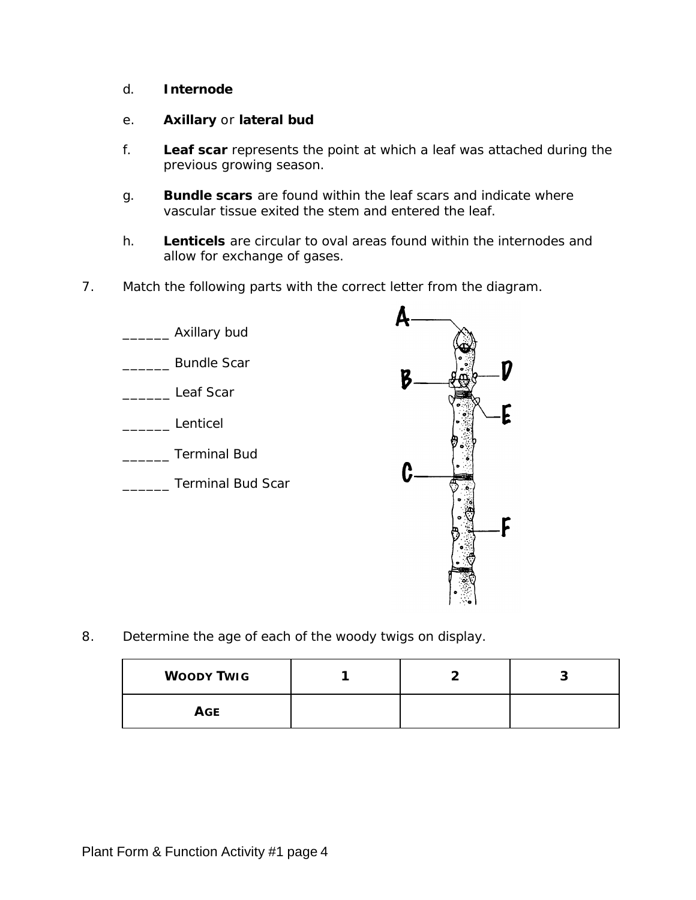d. **Internode**

e. **Axillary** or **lateral bud**

f. **Leaf scar** represents the point at which a leaf was attached during the previous growing season.

g. **Bundle scars** are found within the leaf scars and indicate where vascular tissue exited the stem and entered the leaf.

h. **Lenticels** are circular to oval areas found within the internodes and allow for exchange of gases.

7. Match the following parts with the correct letter from the diagram.

______ Axillary bud

______ Bundle Scar

______ Leaf Scar

______ Lenticel

______ Terminal Bud

______ Terminal Bud Scar

8. Determine the age of each of the woody twigs on display.

| WOODY TWIG | 1 | 2 | 3 |
|---|---|---|---|
| AGE | | | |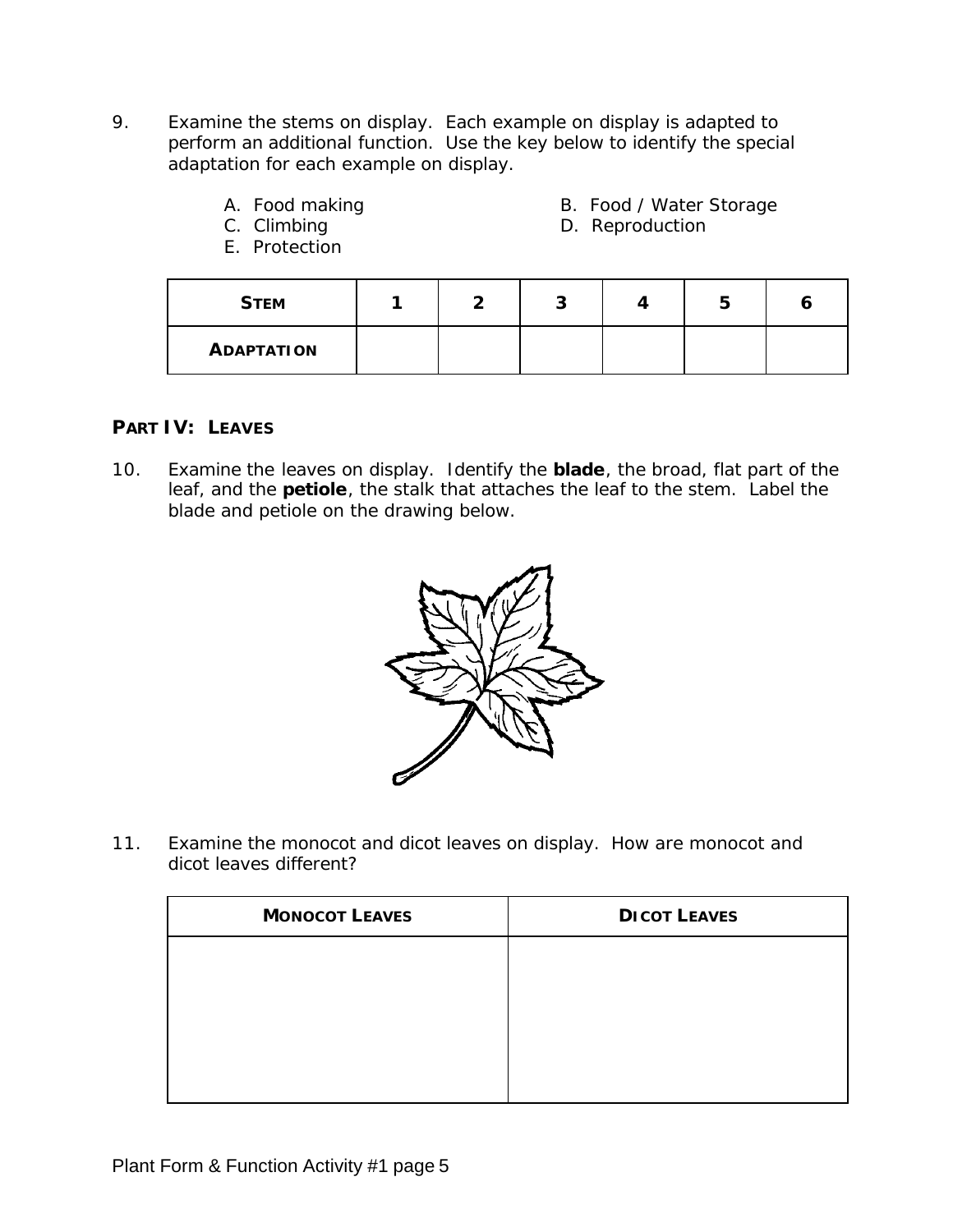9. Examine the stems on display. Each example on display is adapted to perform an additional function. Use the key below to identify the special adaptation for each example on display.

   A. Food making
   B. Food / Water Storage
   C. Climbing
   D. Reproduction
   E. Protection

| **STEM** | 1 | 2 | 3 | 4 | 5 | 6 |
|---|---|---|---|---|---|---|
| **ADAPTATION** | | | | | | |

## PART IV: LEAVES

10. Examine the leaves on display. Identify the **blade**, the broad, flat part of the leaf, and the **petiole**, the stalk that attaches the leaf to the stem. Label the blade and petiole on the drawing below.

11. Examine the monocot and dicot leaves on display. How are monocot and dicot leaves different?

| **MONOCOT LEAVES** | **DICOT LEAVES** |
|---|---|
| | |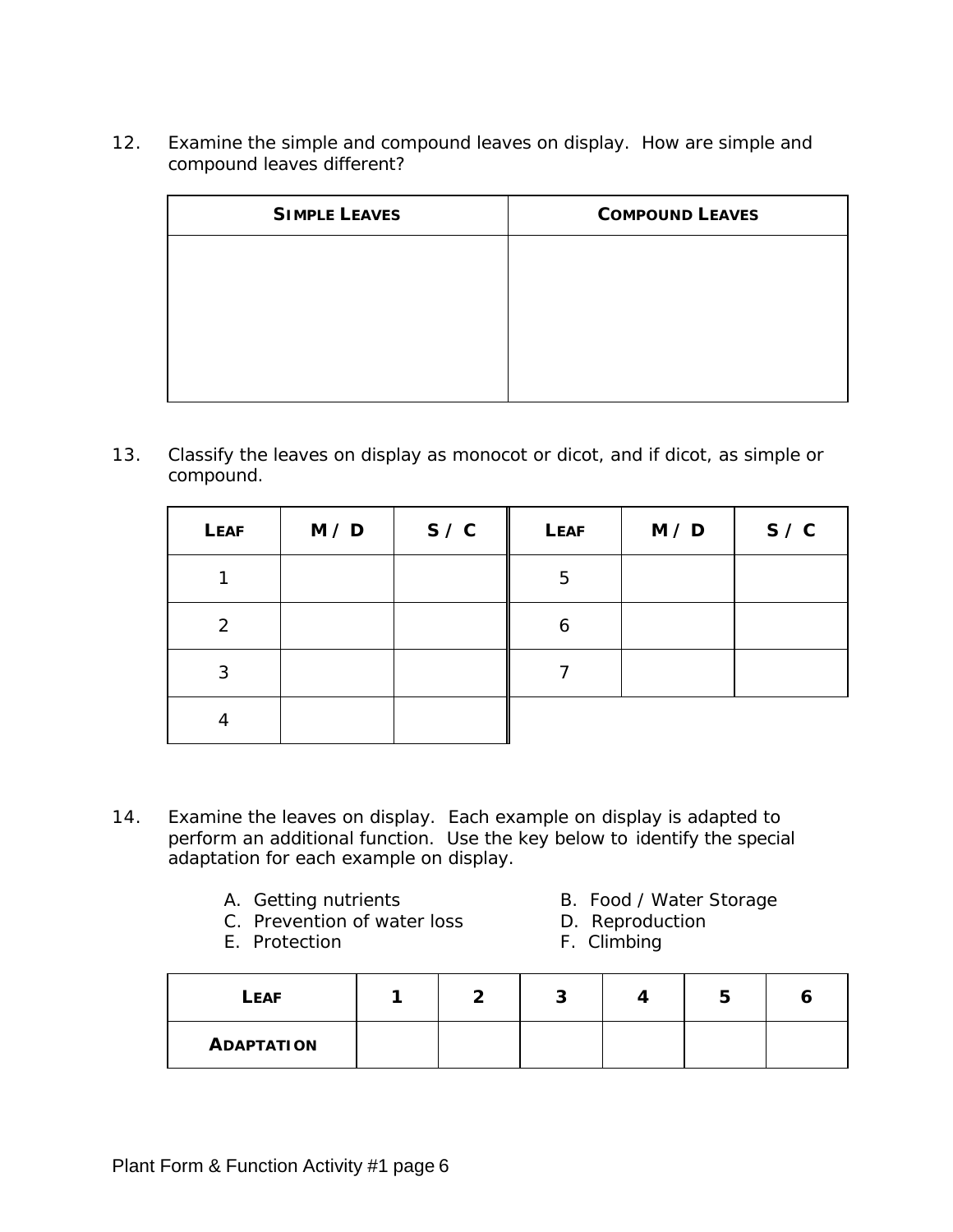12. Examine the simple and compound leaves on display. How are simple and compound leaves different?

| SIMPLE LEAVES | COMPOUND LEAVES |
|---|---|
| | |

13. Classify the leaves on display as monocot or dicot, and if dicot, as simple or compound.

| LEAF | M / D | S / C | LEAF | M / D | S / C |
|---|---|---|---|---|---|
| 1 | | | 5 | | |
| 2 | | | 6 | | |
| 3 | | | 7 | | |
| 4 | | | | | |

14. Examine the leaves on display. Each example on display is adapted to perform an additional function. Use the key below to identify the special adaptation for each example on display.

A. Getting nutrients
B. Food / Water Storage
C. Prevention of water loss
D. Reproduction
E. Protection
F. Climbing

| LEAF | 1 | 2 | 3 | 4 | 5 | 6 |
|---|---|---|---|---|---|---|
| ADAPTATION | | | | | | |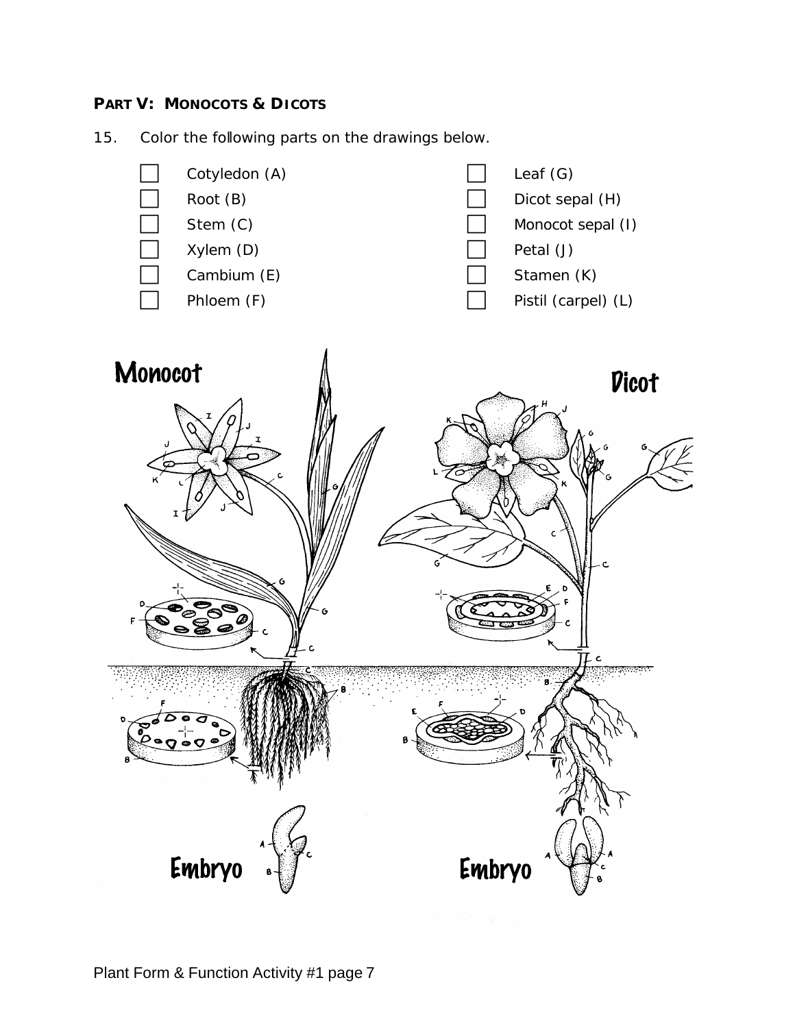**PART V: MONOCOTS & DICOTS**

15. Color the following parts on the drawings below.

- [ ] Cotyledon (A)
- [ ] Root (B)
- [ ] Stem (C)
- [ ] Xylem (D)
- [ ] Cambium (E)
- [ ] Phloem (F)
- [ ] Leaf (G)
- [ ] Dicot sepal (H)
- [ ] Monocot sepal (I)
- [ ] Petal (J)
- [ ] Stamen (K)
- [ ] Pistil (carpel) (L)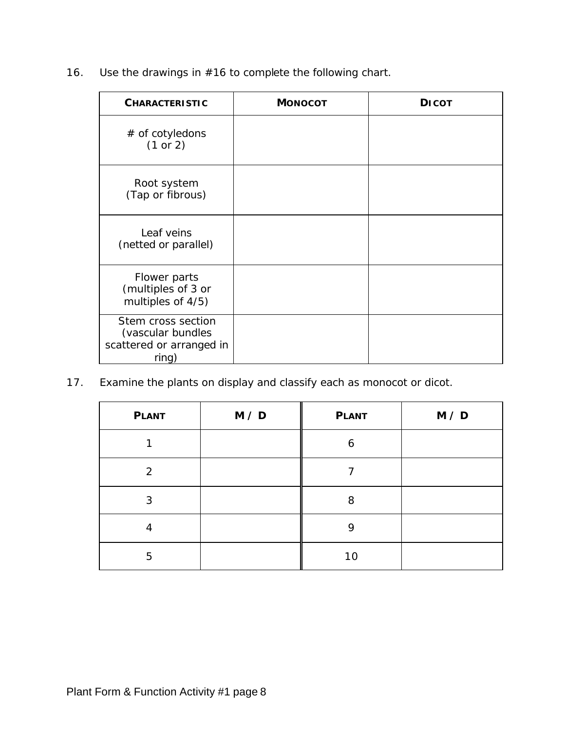16. Use the drawings in #16 to complete the following chart.

| CHARACTERISTIC | MONOCOT | DICOT |
| --- | --- | --- |
| # of cotyledons (1 or 2) | | |
| Root system (Tap or fibrous) | | |
| Leaf veins (netted or parallel) | | |
| Flower parts (multiples of 3 or multiples of 4/5) | | |
| Stem cross section (vascular bundles scattered or arranged in ring) | | |

17. Examine the plants on display and classify each as monocot or dicot.

| PLANT | M / D | PLANT | M / D |
| --- | --- | --- | --- |
| 1 | | 6 | |
| 2 | | 7 | |
| 3 | | 8 | |
| 4 | | 9 | |
| 5 | | 10 | |